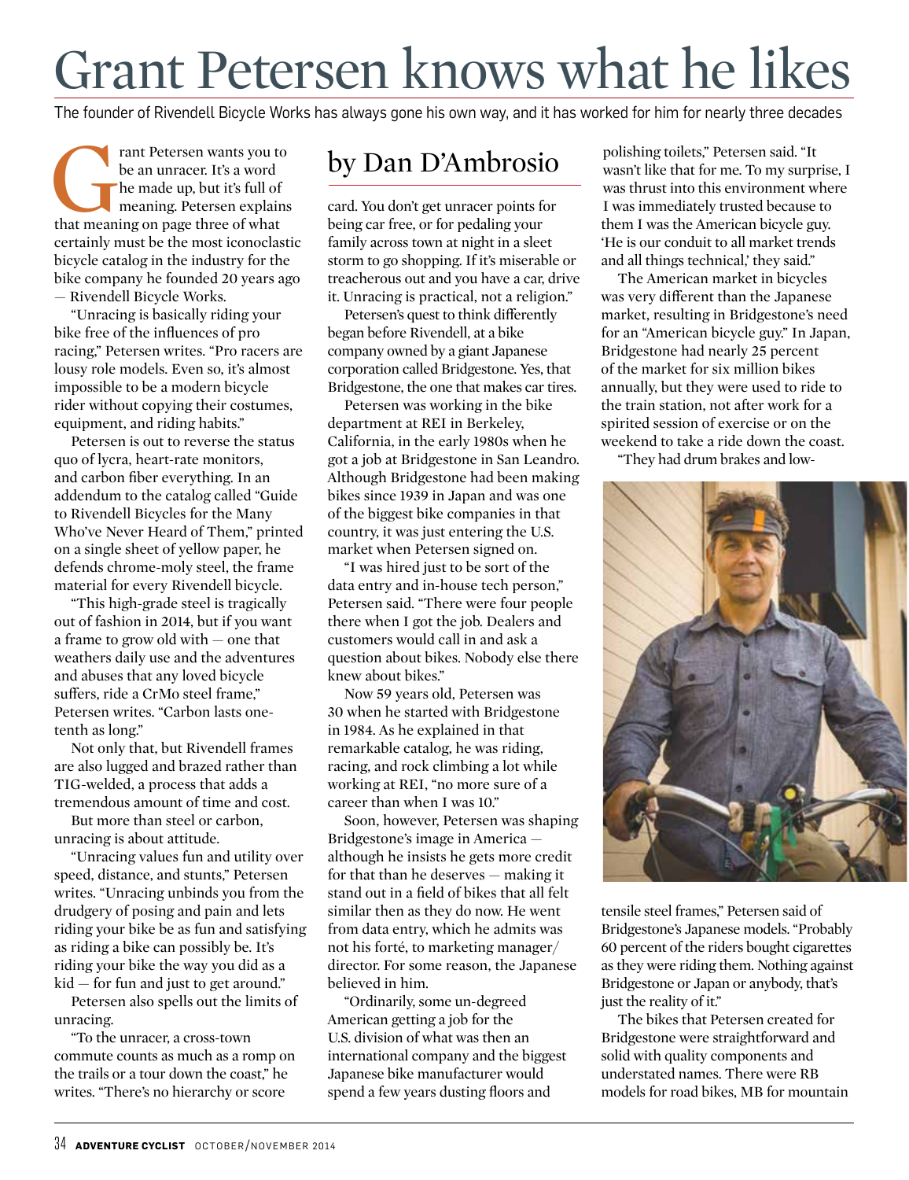# Grant Petersen knows what he likes

The founder of Rivendell Bicycle Works has always gone his own way, and it has worked for him for nearly three decades

## by Dan D'Ambrosio

Grant Petersen wants you to be an unracer. It's a word he made up, but it's full of meaning. Petersen explains that meaning on page three of what certainly must be the most iconoclastic bicycle catalog in the industry for the bike company he founded 20 years ago — Rivendell Bicycle Works.

"Unracing is basically riding your bike free of the influences of pro racing," Petersen writes. "Pro racers are lousy role models. Even so, it's almost impossible to be a modern bicycle rider without copying their costumes, equipment, and riding habits."

Petersen is out to reverse the status quo of lycra, heart-rate monitors, and carbon fiber everything. In an addendum to the catalog called "Guide to Rivendell Bicycles for the Many Who've Never Heard of Them," printed on a single sheet of yellow paper, he defends chrome-moly steel, the frame material for every Rivendell bicycle.

"This high-grade steel is tragically out of fashion in 2014, but if you want a frame to grow old with — one that weathers daily use and the adventures and abuses that any loved bicycle suffers, ride a CrMo steel frame," Petersen writes. "Carbon lasts one-tenth as long."

Not only that, but Rivendell frames are also lugged and brazed rather than TIG-welded, a process that adds a tremendous amount of time and cost.

But more than steel or carbon, unracing is about attitude.

"Unracing values fun and utility over speed, distance, and stunts," Petersen writes. "Unracing unbinds you from the drudgery of posing and pain and lets riding your bike be as fun and satisfying as riding a bike can possibly be. It's riding your bike the way you did as a kid — for fun and just to get around."

Petersen also spells out the limits of unracing.

"To the unracer, a cross-town commute counts as much as a romp on the trails or a tour down the coast," he writes. "There's no hierarchy or score card. You don't get unracer points for being car free, or for pedaling your family across town at night in a sleet storm to go shopping. If it's miserable or treacherous out and you have a car, drive it. Unracing is practical, not a religion."

Petersen's quest to think differently began before Rivendell, at a bike company owned by a giant Japanese corporation called Bridgestone. Yes, that Bridgestone, the one that makes car tires.

Petersen was working in the bike department at REI in Berkeley, California, in the early 1980s when he got a job at Bridgestone in San Leandro. Although Bridgestone had been making bikes since 1939 in Japan and was one of the biggest bike companies in that country, it was just entering the U.S. market when Petersen signed on.

"I was hired just to be sort of the data entry and in-house tech person," Petersen said. "There were four people there when I got the job. Dealers and customers would call in and ask a question about bikes. Nobody else there knew about bikes."

Now 59 years old, Petersen was 30 when he started with Bridgestone in 1984. As he explained in that remarkable catalog, he was riding, racing, and rock climbing a lot while working at REI, "no more sure of a career than when I was 10."

Soon, however, Petersen was shaping Bridgestone's image in America — although he insists he gets more credit for that than he deserves — making it stand out in a field of bikes that all felt similar then as they do now. He went from data entry, which he admits was not his forté, to marketing manager/director. For some reason, the Japanese believed in him.

"Ordinarily, some un-degreed American getting a job for the U.S. division of what was then an international company and the biggest Japanese bike manufacturer would spend a few years dusting floors and polishing toilets," Petersen said. "It wasn't like that for me. To my surprise, I was thrust into this environment where I was immediately trusted because to them I was the American bicycle guy. 'He is our conduit to all market trends and all things technical,' they said."

The American market in bicycles was very different than the Japanese market, resulting in Bridgestone's need for an "American bicycle guy." In Japan, Bridgestone had nearly 25 percent of the market for six million bikes annually, but they were used to ride to the train station, not after work for a spirited session of exercise or on the weekend to take a ride down the coast.

"They had drum brakes and low-tensile steel frames," Petersen said of Bridgestone's Japanese models. "Probably 60 percent of the riders bought cigarettes as they were riding them. Nothing against Bridgestone or Japan or anybody, that's just the reality of it."

The bikes that Petersen created for Bridgestone were straightforward and solid with quality components and understated names. There were RB models for road bikes, MB for mountain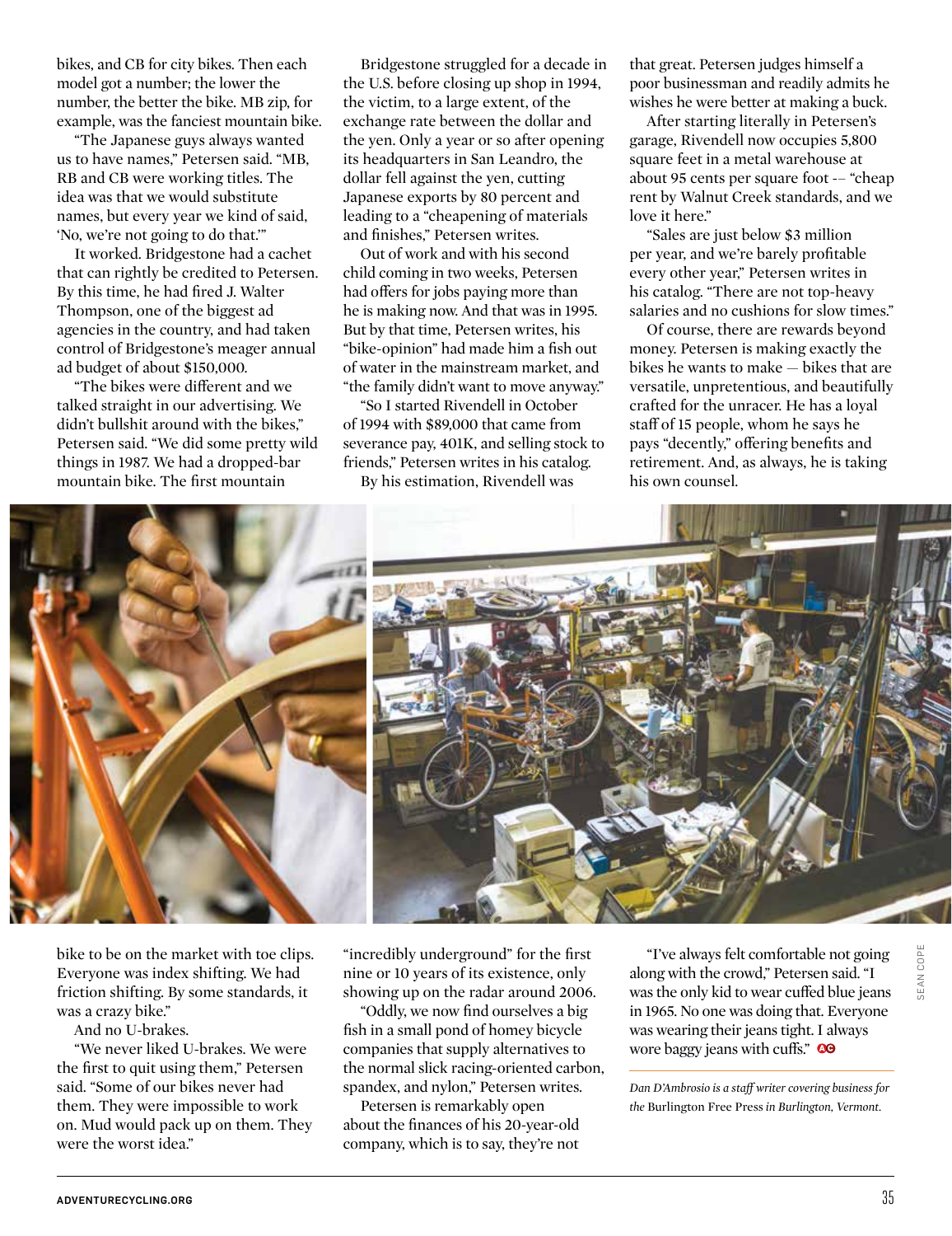bikes, and CB for city bikes. Then each model got a number; the lower the number, the better the bike. MB zip, for example, was the fanciest mountain bike.

"The Japanese guys always wanted us to have names," Petersen said. "MB, RB and CB were working titles. The idea was that we would substitute names, but every year we kind of said, 'No, we're not going to do that.'"

It worked. Bridgestone had a cachet that can rightly be credited to Petersen. By this time, he had fired J. Walter Thompson, one of the biggest ad agencies in the country, and had taken control of Bridgestone's meager annual ad budget of about $150,000.

"The bikes were different and we talked straight in our advertising. We didn't bullshit around with the bikes," Petersen said. "We did some pretty wild things in 1987. We had a dropped-bar mountain bike. The first mountain bike to be on the market with toe clips. Everyone was index shifting. We had friction shifting. By some standards, it was a crazy bike."

And no U-brakes.

"We never liked U-brakes. We were the first to quit using them," Petersen said. "Some of our bikes never had them. They were impossible to work on. Mud would pack up on them. They were the worst idea."

Bridgestone struggled for a decade in the U.S. before closing up shop in 1994, the victim, to a large extent, of the exchange rate between the dollar and the yen. Only a year or so after opening its headquarters in San Leandro, the dollar fell against the yen, cutting Japanese exports by 80 percent and leading to a "cheapening of materials and finishes," Petersen writes.

Out of work and with his second child coming in two weeks, Petersen had offers for jobs paying more than he is making now. And that was in 1995. But by that time, Petersen writes, his "bike-opinion" had made him a fish out of water in the mainstream market, and "the family didn't want to move anyway."

"So I started Rivendell in October of 1994 with $89,000 that came from severance pay, 401K, and selling stock to friends," Petersen writes in his catalog.

By his estimation, Rivendell was "incredibly underground" for the first nine or 10 years of its existence, only showing up on the radar around 2006.

"Oddly, we now find ourselves a big fish in a small pond of homey bicycle companies that supply alternatives to the normal slick racing-oriented carbon, spandex, and nylon," Petersen writes.

Petersen is remarkably open about the finances of his 20-year-old company, which is to say, they're not that great. Petersen judges himself a poor businessman and readily admits he wishes he were better at making a buck.

After starting literally in Petersen's garage, Rivendell now occupies 5,800 square feet in a metal warehouse at about 95 cents per square foot –- "cheap rent by Walnut Creek standards, and we love it here."

"Sales are just below $3 million per year, and we're barely profitable every other year," Petersen writes in his catalog. "There are not top-heavy salaries and no cushions for slow times."

Of course, there are rewards beyond money. Petersen is making exactly the bikes he wants to make — bikes that are versatile, unpretentious, and beautifully crafted for the unracer. He has a loyal staff of 15 people, whom he says he pays "decently," offering benefits and retirement. And, as always, he is taking his own counsel.

"I've always felt comfortable not going along with the crowd," Petersen said. "I was the only kid to wear cuffed blue jeans in 1965. No one was doing that. Everyone was wearing their jeans tight. I always wore baggy jeans with cuffs."

SEAN COPE

*Dan D'Ambrosio is a staff writer covering business for the* Burlington Free Press *in Burlington, Vermont.*